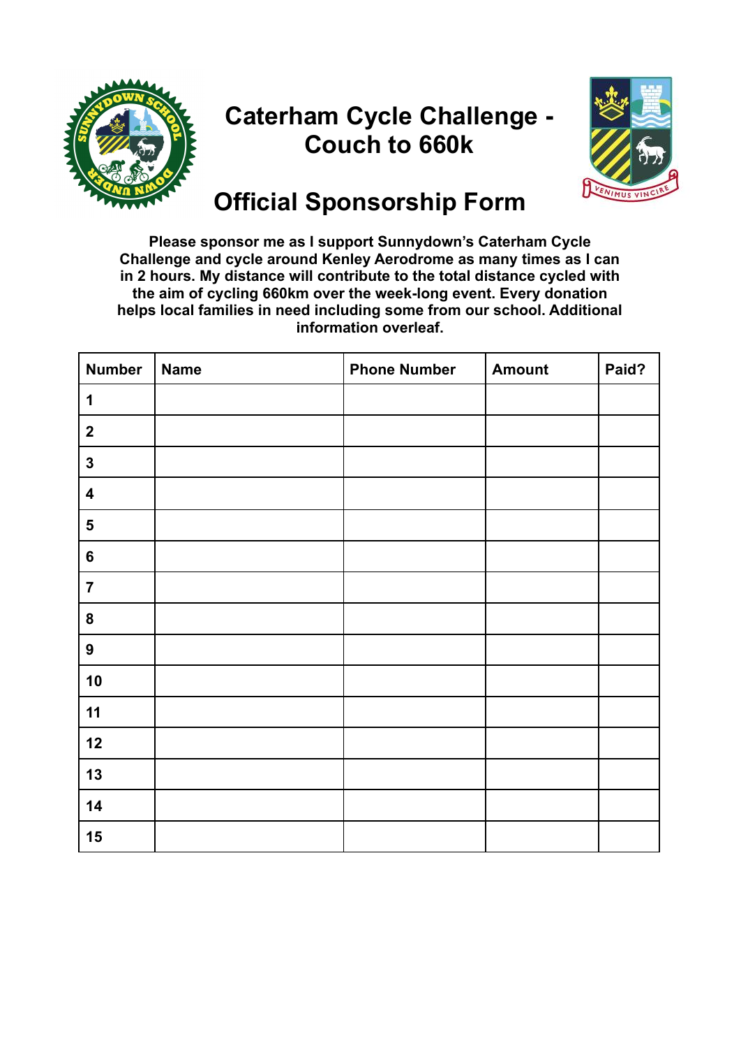# Caterham Cycle Challenge - Couch to 660k

## Official Sponsorship Form

**Please sponsor me as I support Sunnydown's Caterham Cycle Challenge and cycle around Kenley Aerodrome as many times as I can in 2 hours. My distance will contribute to the total distance cycled with the aim of cycling 660km over the week-long event. Every donation helps local families in need including some from our school. Additional information overleaf.**

| Number | Name | Phone Number | Amount | Paid? |
|---|---|---|---|---|
| 1 | | | | |
| 2 | | | | |
| 3 | | | | |
| 4 | | | | |
| 5 | | | | |
| 6 | | | | |
| 7 | | | | |
| 8 | | | | |
| 9 | | | | |
| 10 | | | | |
| 11 | | | | |
| 12 | | | | |
| 13 | | | | |
| 14 | | | | |
| 15 | | | | |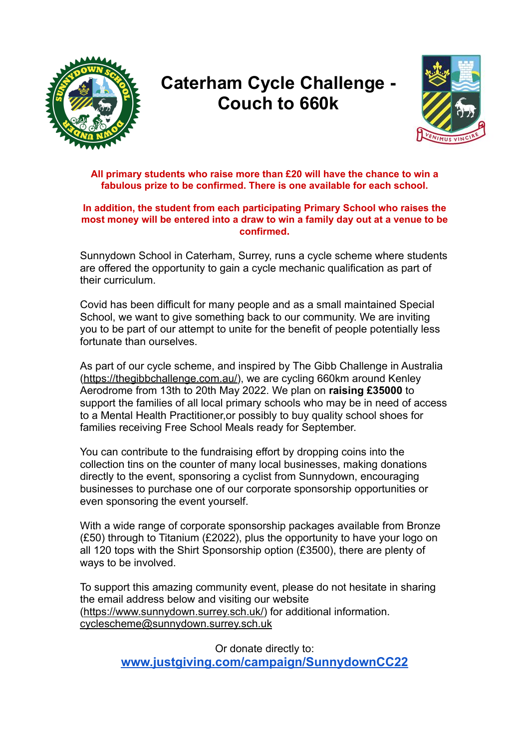# Caterham Cycle Challenge - Couch to 660k

**All primary students who raise more than £20 will have the chance to win a fabulous prize to be confirmed. There is one available for each school.**

**In addition, the student from each participating Primary School who raises the most money will be entered into a draw to win a family day out at a venue to be confirmed.**

Sunnydown School in Caterham, Surrey, runs a cycle scheme where students are offered the opportunity to gain a cycle mechanic qualification as part of their curriculum.

Covid has been difficult for many people and as a small maintained Special School, we want to give something back to our community. We are inviting you to be part of our attempt to unite for the benefit of people potentially less fortunate than ourselves.

As part of our cycle scheme, and inspired by The Gibb Challenge in Australia (https://thegibbchallenge.com.au/), we are cycling 660km around Kenley Aerodrome from 13th to 20th May 2022. We plan on **raising £35000** to support the families of all local primary schools who may be in need of access to a Mental Health Practitioner,or possibly to buy quality school shoes for families receiving Free School Meals ready for September.

You can contribute to the fundraising effort by dropping coins into the collection tins on the counter of many local businesses, making donations directly to the event, sponsoring a cyclist from Sunnydown, encouraging businesses to purchase one of our corporate sponsorship opportunities or even sponsoring the event yourself.

With a wide range of corporate sponsorship packages available from Bronze (£50) through to Titanium (£2022), plus the opportunity to have your logo on all 120 tops with the Shirt Sponsorship option (£3500), there are plenty of ways to be involved.

To support this amazing community event, please do not hesitate in sharing the email address below and visiting our website (https://www.sunnydown.surrey.sch.uk/) for additional information.
cyclescheme@sunnydown.surrey.sch.uk

Or donate directly to:
**www.justgiving.com/campaign/SunnydownCC22**